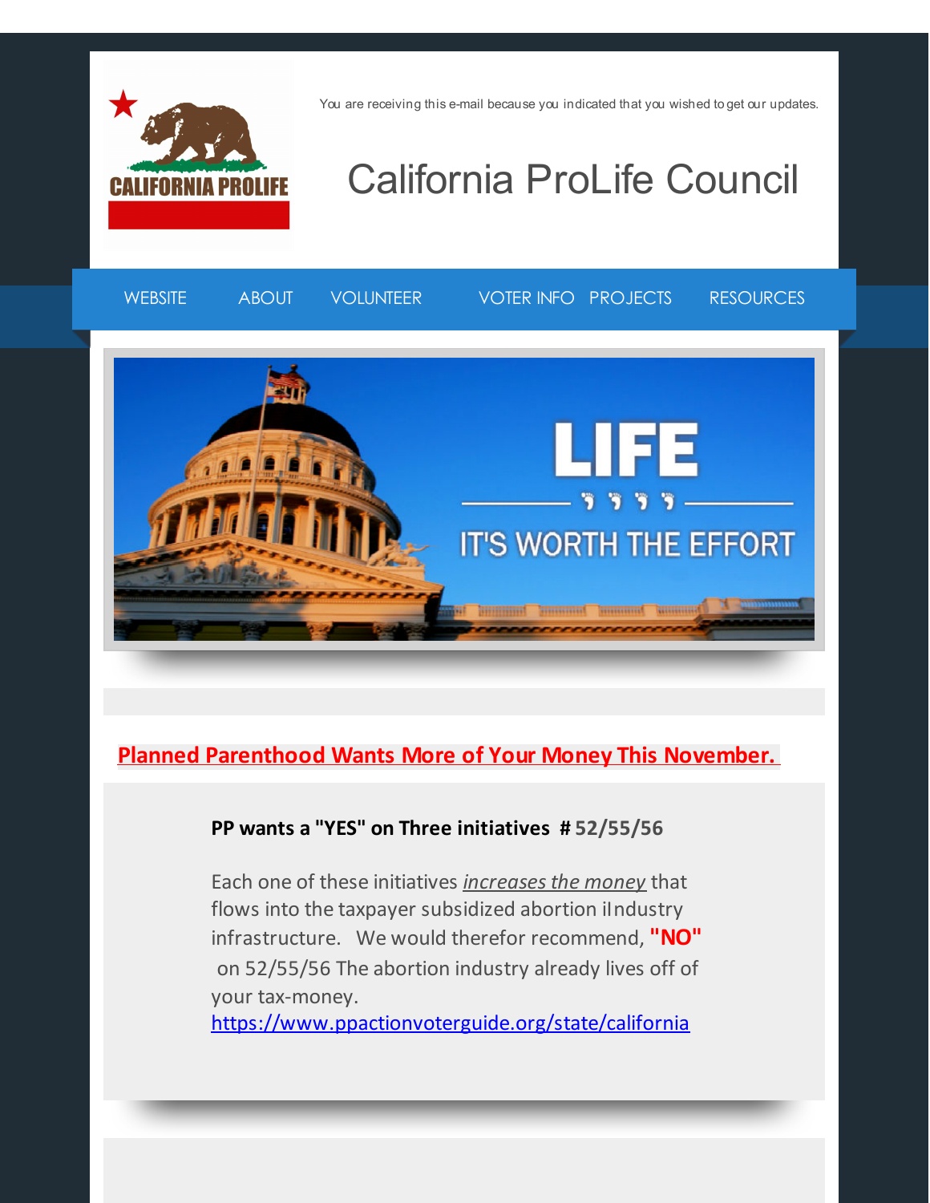You are receiving this e-mail because you indicated that you wished to get our updates.

CALIFORNIA PROLIFE

# California ProLife Council

WEBSITE ABOUT VOLUNTEER VOTER INFO PROJECTS RESOURCES

LIFE

IT'S WORTH THE EFFORT

## Planned Parenthood Wants More of Your Money This November.

**PP wants a "YES" on Three initiatives #52/55/56**

Each one of these initiatives *increases the money* that flows into the taxpayer subsidized abortion iIndustry infrastructure. We would therefor recommend, **"NO"** on 52/55/56 The abortion industry already lives off of your tax-money.
https://www.ppactionvoterguide.org/state/california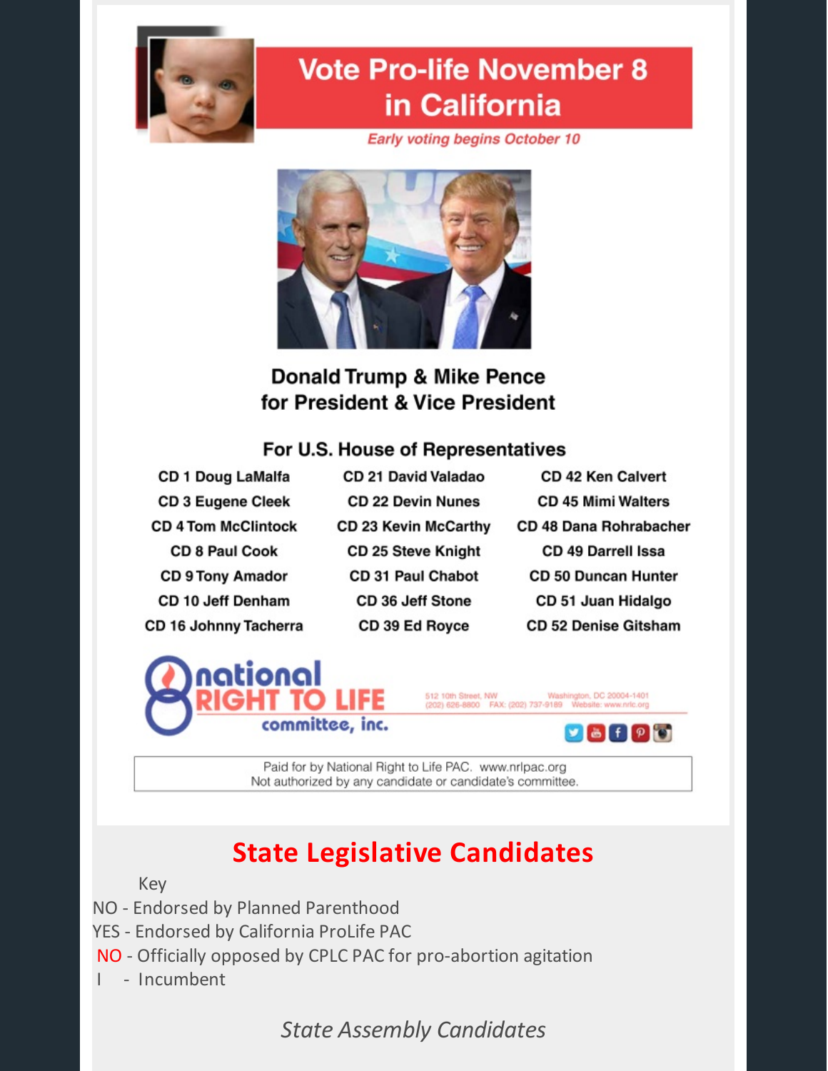# Vote Pro-life November 8 in California

*Early voting begins October 10*

## Donald Trump & Mike Pence for President & Vice President

### For U.S. House of Representatives

| | | |
|---|---|---|
| CD 1 Doug LaMalfa | CD 21 David Valadao | CD 42 Ken Calvert |
| CD 3 Eugene Cleek | CD 22 Devin Nunes | CD 45 Mimi Walters |
| CD 4 Tom McClintock | CD 23 Kevin McCarthy | CD 48 Dana Rohrabacher |
| CD 8 Paul Cook | CD 25 Steve Knight | CD 49 Darrell Issa |
| CD 9 Tony Amador | CD 31 Paul Chabot | CD 50 Duncan Hunter |
| CD 10 Jeff Denham | CD 36 Jeff Stone | CD 51 Juan Hidalgo |
| CD 16 Johnny Tacherra | CD 39 Ed Royce | CD 52 Denise Gitsham |

national RIGHT TO LIFE committee, inc.

512 10th Street, NW Washington, DC 20004-1401
(202) 626-8800 FAX: (202) 737-9189 Website: www.nrlc.org

Paid for by National Right to Life PAC. www.nrlpac.org
Not authorized by any candidate or candidate's committee.

## State Legislative Candidates

Key

NO - Endorsed by Planned Parenthood

YES - Endorsed by California ProLife PAC

NO - Officially opposed by CPLC PAC for pro-abortion agitation

I - Incumbent

*State Assembly Candidates*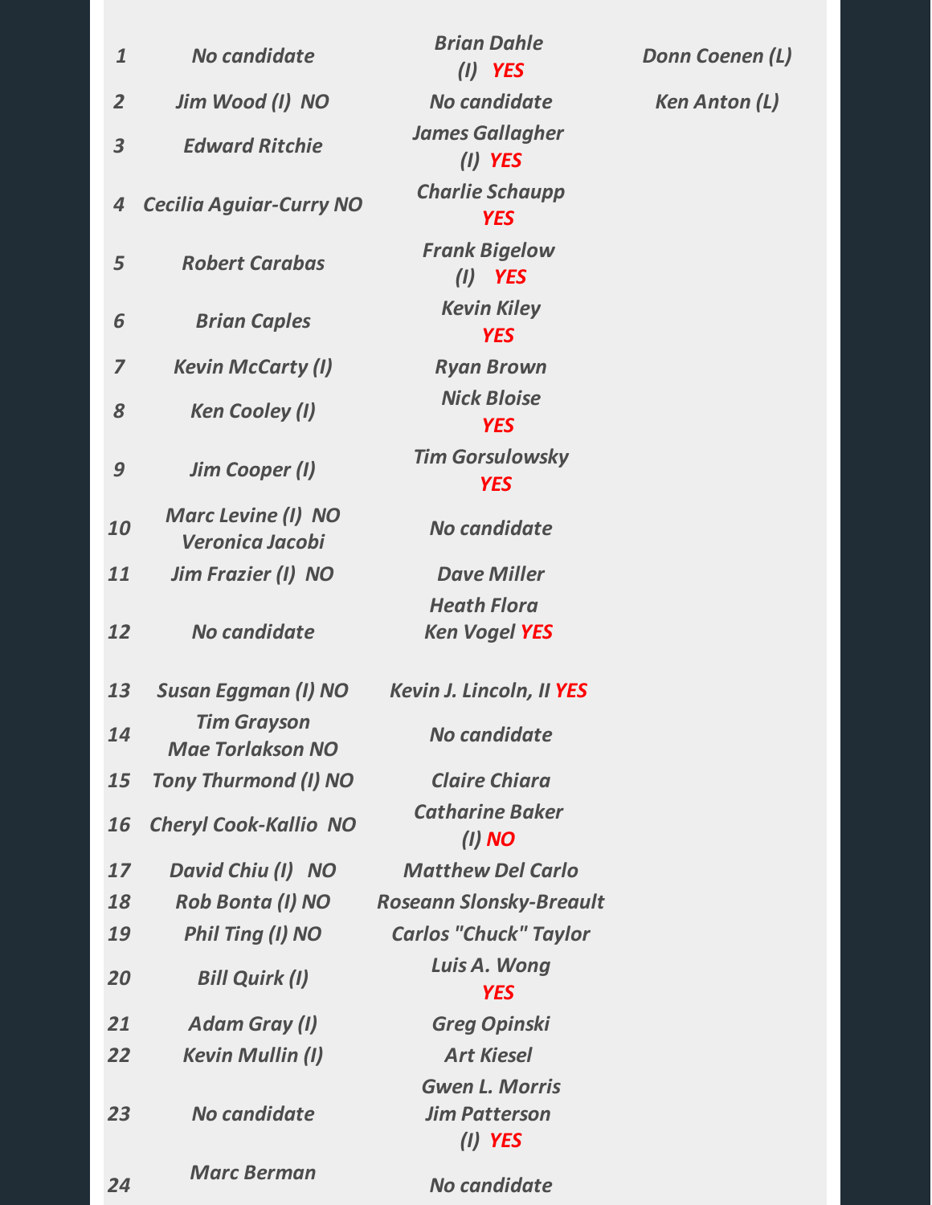| | | | |
|---|---|---|---|
| *1* | *No candidate* | *Brian Dahle (I) YES* | *Donn Coenen (L)* |
| *2* | *Jim Wood (I) NO* | *No candidate* | *Ken Anton (L)* |
| *3* | *Edward Ritchie* | *James Gallagher (I) YES* | |
| *4* | *Cecilia Aguiar-Curry NO* | *Charlie Schaupp YES* | |
| *5* | *Robert Carabas* | *Frank Bigelow (I) YES* | |
| *6* | *Brian Caples* | *Kevin Kiley YES* | |
| *7* | *Kevin McCarty (I)* | *Ryan Brown* | |
| *8* | *Ken Cooley (I)* | *Nick Bloise YES* | |
| *9* | *Jim Cooper (I)* | *Tim Gorsulowsky YES* | |
| *10* | *Marc Levine (I) NO*<br>*Veronica Jacobi* | *No candidate* | |
| *11* | *Jim Frazier (I) NO* | *Dave Miller* | |
| *12* | *No candidate* | *Heath Flora*<br>*Ken Vogel YES* | |
| *13* | *Susan Eggman (I) NO* | *Kevin J. Lincoln, II YES* | |
| *14* | *Tim Grayson*<br>*Mae Torlakson NO* | *No candidate* | |
| *15* | *Tony Thurmond (I) NO* | *Claire Chiara* | |
| *16* | *Cheryl Cook-Kallio NO* | *Catharine Baker (I) NO* | |
| *17* | *David Chiu (I) NO* | *Matthew Del Carlo* | |
| *18* | *Rob Bonta (I) NO* | *Roseann Slonsky-Breault* | |
| *19* | *Phil Ting (I) NO* | *Carlos "Chuck" Taylor* | |
| *20* | *Bill Quirk (I)* | *Luis A. Wong YES* | |
| *21* | *Adam Gray (I)* | *Greg Opinski* | |
| *22* | *Kevin Mullin (I)* | *Art Kiesel* | |
| *23* | *No candidate* | *Gwen L. Morris*<br>*Jim Patterson (I) YES* | |
| *24* | *Marc Berman* | *No candidate* | |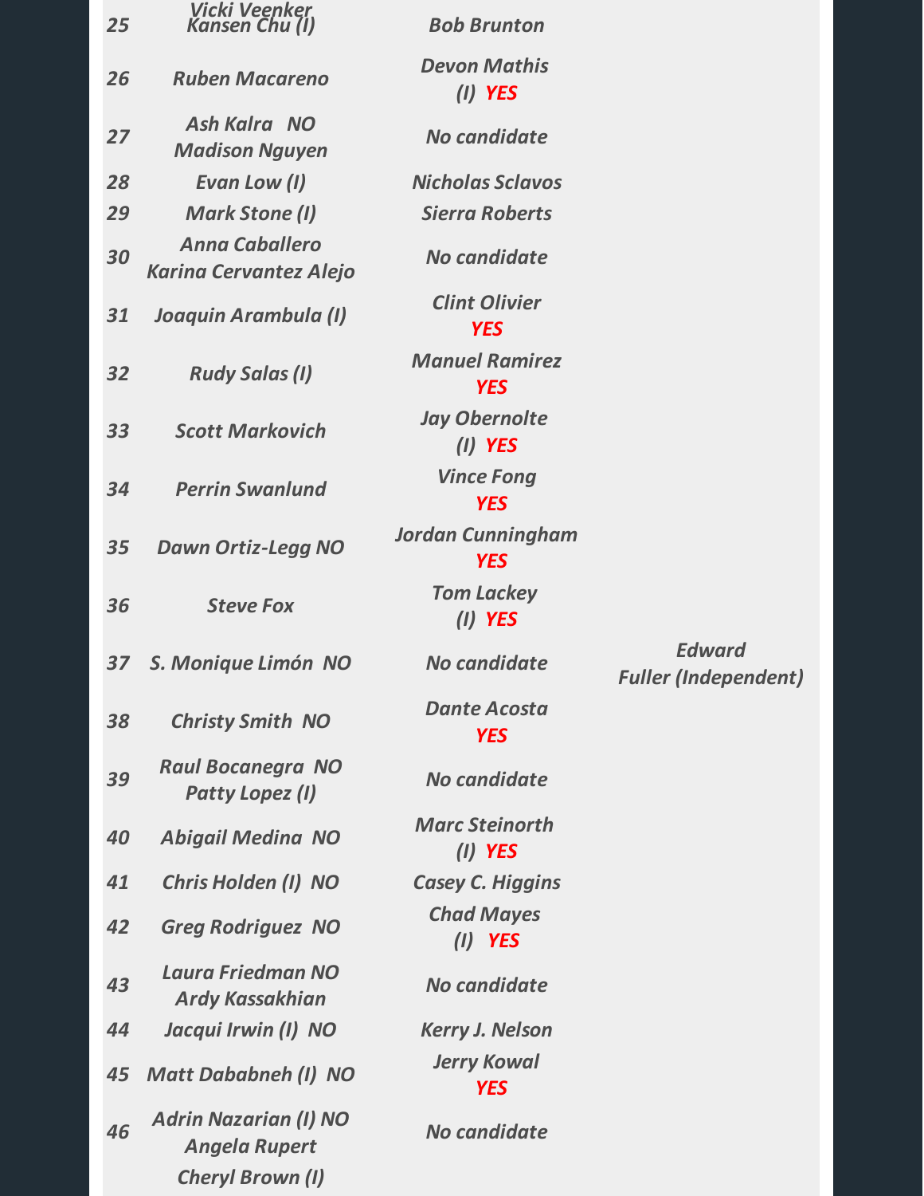| | | | |
|---|---|---|---|
| | *Vicki Veenker* | | |
| *25* | *Kansen Chu (I)* | *Bob Brunton* | |
| *26* | *Ruben Macareno* | *Devon Mathis (I)* ***YES*** | |
| *27* | *Ash Kalra NO Madison Nguyen* | *No candidate* | |
| *28* | *Evan Low (I)* | *Nicholas Sclavos* | |
| *29* | *Mark Stone (I)* | *Sierra Roberts* | |
| *30* | *Anna Caballero Karina Cervantez Alejo* | *No candidate* | |
| *31* | *Joaquin Arambula (I)* | *Clint Olivier* ***YES*** | |
| *32* | *Rudy Salas (I)* | *Manuel Ramirez* ***YES*** | |
| *33* | *Scott Markovich* | *Jay Obernolte (I)* ***YES*** | |
| *34* | *Perrin Swanlund* | *Vince Fong* ***YES*** | |
| *35* | *Dawn Ortiz-Legg NO* | *Jordan Cunningham* ***YES*** | |
| *36* | *Steve Fox* | *Tom Lackey (I)* ***YES*** | |
| *37* | *S. Monique Limón NO* | *No candidate* | *Edward Fuller (Independent)* |
| *38* | *Christy Smith NO* | *Dante Acosta* ***YES*** | |
| *39* | *Raul Bocanegra NO Patty Lopez (I)* | *No candidate* | |
| *40* | *Abigail Medina NO* | *Marc Steinorth (I)* ***YES*** | |
| *41* | *Chris Holden (I) NO* | *Casey C. Higgins* | |
| *42* | *Greg Rodriguez NO* | *Chad Mayes (I)* ***YES*** | |
| *43* | *Laura Friedman NO Ardy Kassakhian* | *No candidate* | |
| *44* | *Jacqui Irwin (I) NO* | *Kerry J. Nelson* | |
| *45* | *Matt Dababneh (I) NO* | *Jerry Kowal* ***YES*** | |
| *46* | *Adrin Nazarian (I) NO Angela Rupert* | *No candidate* | |
| | *Cheryl Brown (I)* | | |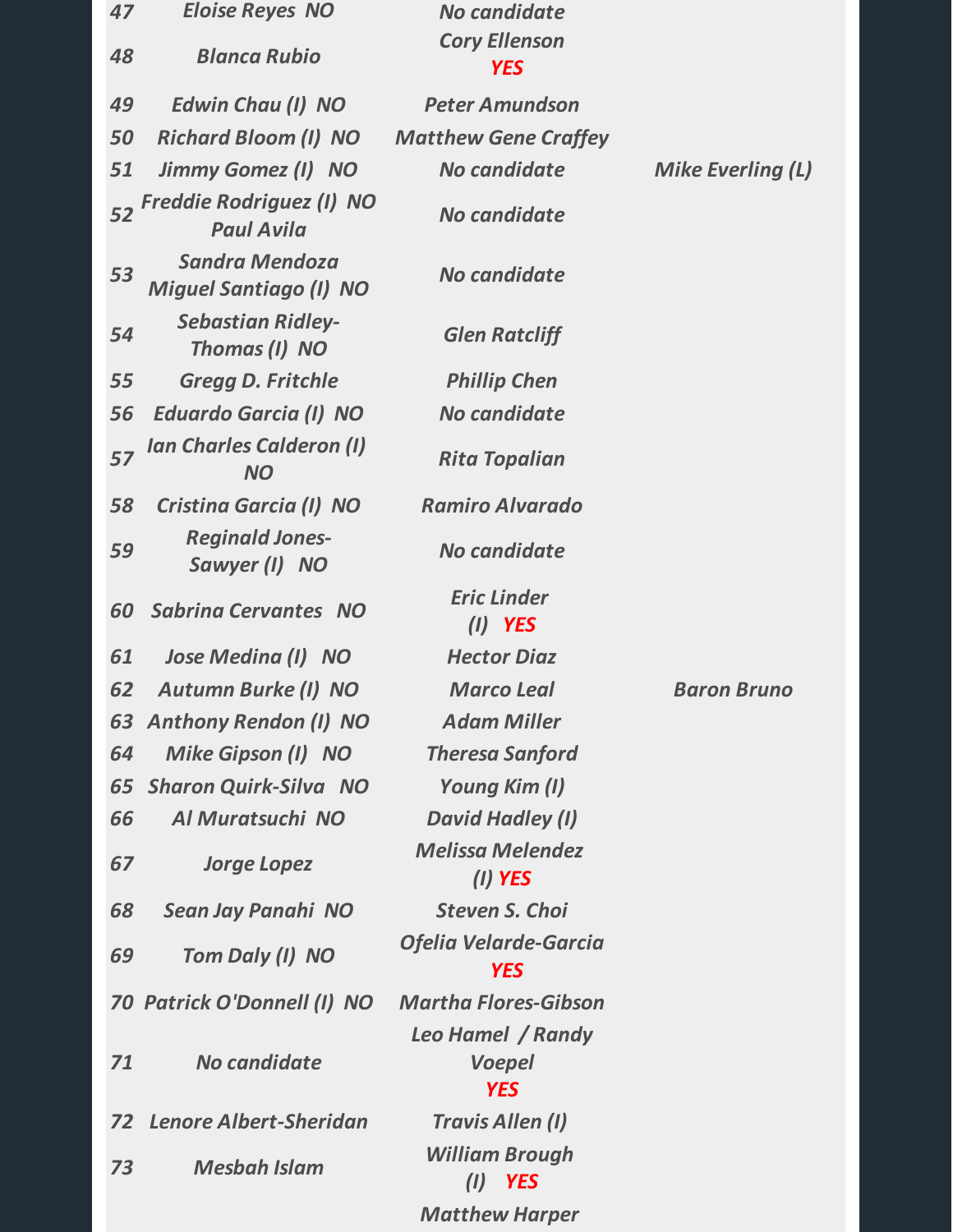| | | | |
|---|---|---|---|
| *47* | *Eloise Reyes NO* | *No candidate* | |
| *48* | *Blanca Rubio* | *Cory Ellenson **YES*** | |
| *49* | *Edwin Chau (I) NO* | *Peter Amundson* | |
| *50* | *Richard Bloom (I) NO* | *Matthew Gene Craffey* | |
| *51* | *Jimmy Gomez (I) NO* | *No candidate* | *Mike Everling (L)* |
| *52* | *Freddie Rodriguez (I) NO Paul Avila* | *No candidate* | |
| *53* | *Sandra Mendoza Miguel Santiago (I) NO* | *No candidate* | |
| *54* | *Sebastian Ridley-Thomas (I) NO* | *Glen Ratcliff* | |
| *55* | *Gregg D. Fritchle* | *Phillip Chen* | |
| *56* | *Eduardo Garcia (I) NO* | *No candidate* | |
| *57* | *Ian Charles Calderon (I) NO* | *Rita Topalian* | |
| *58* | *Cristina Garcia (I) NO* | *Ramiro Alvarado* | |
| *59* | *Reginald Jones-Sawyer (I) NO* | *No candidate* | |
| *60* | *Sabrina Cervantes NO* | *Eric Linder (I) **YES*** | |
| *61* | *Jose Medina (I) NO* | *Hector Diaz* | |
| *62* | *Autumn Burke (I) NO* | *Marco Leal* | *Baron Bruno* |
| *63* | *Anthony Rendon (I) NO* | *Adam Miller* | |
| *64* | *Mike Gipson (I) NO* | *Theresa Sanford* | |
| *65* | *Sharon Quirk-Silva NO* | *Young Kim (I)* | |
| *66* | *Al Muratsuchi NO* | *David Hadley (I)* | |
| *67* | *Jorge Lopez* | *Melissa Melendez (I) **YES*** | |
| *68* | *Sean Jay Panahi NO* | *Steven S. Choi* | |
| *69* | *Tom Daly (I) NO* | *Ofelia Velarde-Garcia **YES*** | |
| *70* | *Patrick O'Donnell (I) NO* | *Martha Flores-Gibson* | |
| *71* | *No candidate* | *Leo Hamel / Randy Voepel **YES*** | |
| *72* | *Lenore Albert-Sheridan* | *Travis Allen (I)* | |
| *73* | *Mesbah Islam* | *William Brough (I) **YES*** *Matthew Harper* | |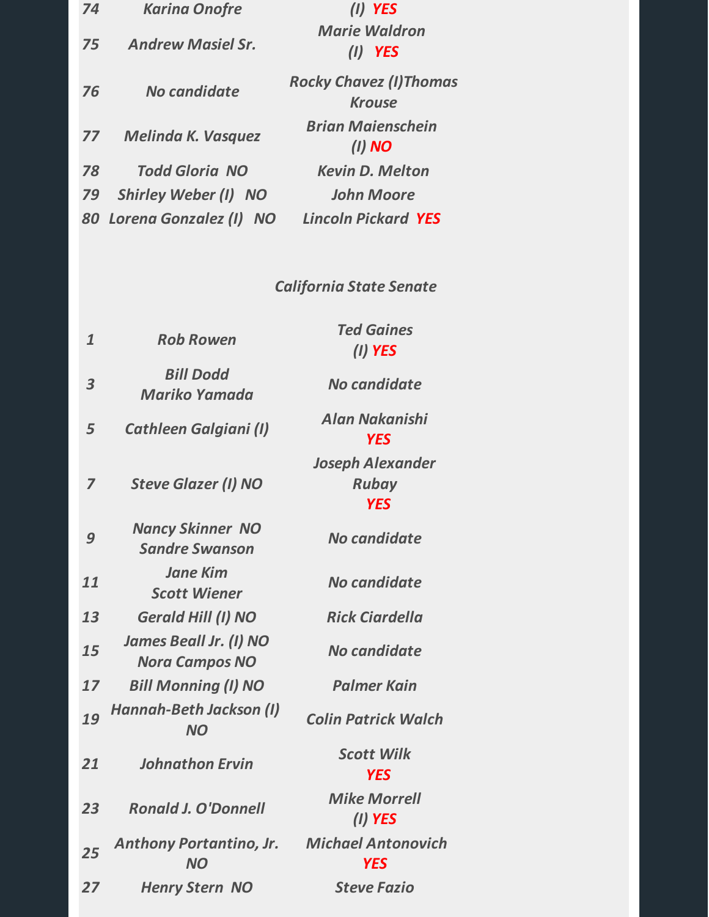| | | |
|---|---|---|
| *74* | *Karina Onofre* | *(I) YES* |
| *75* | *Andrew Masiel Sr.* | *Marie Waldron (I) YES* |
| *76* | *No candidate* | *Rocky Chavez (I)Thomas Krouse* |
| *77* | *Melinda K. Vasquez* | *Brian Maienschein (I) NO* |
| *78* | *Todd Gloria NO* | *Kevin D. Melton* |
| *79* | *Shirley Weber (I) NO* | *John Moore* |
| *80* | *Lorena Gonzalez (I) NO* | *Lincoln Pickard YES* |

## *California State Senate*

| | | |
|---|---|---|
| *1* | *Rob Rowen* | *Ted Gaines (I) YES* |
| *3* | *Bill Dodd Mariko Yamada* | *No candidate* |
| *5* | *Cathleen Galgiani (I)* | *Alan Nakanishi YES* |
| *7* | *Steve Glazer (I) NO* | *Joseph Alexander Rubay YES* |
| *9* | *Nancy Skinner NO Sandre Swanson* | *No candidate* |
| *11* | *Jane Kim Scott Wiener* | *No candidate* |
| *13* | *Gerald Hill (I) NO* | *Rick Ciardella* |
| *15* | *James Beall Jr. (I) NO Nora Campos NO* | *No candidate* |
| *17* | *Bill Monning (I) NO* | *Palmer Kain* |
| *19* | *Hannah-Beth Jackson (I) NO* | *Colin Patrick Walch* |
| *21* | *Johnathon Ervin* | *Scott Wilk YES* |
| *23* | *Ronald J. O'Donnell* | *Mike Morrell (I) YES* |
| *25* | *Anthony Portantino, Jr. NO* | *Michael Antonovich YES* |
| *27* | *Henry Stern NO* | *Steve Fazio* |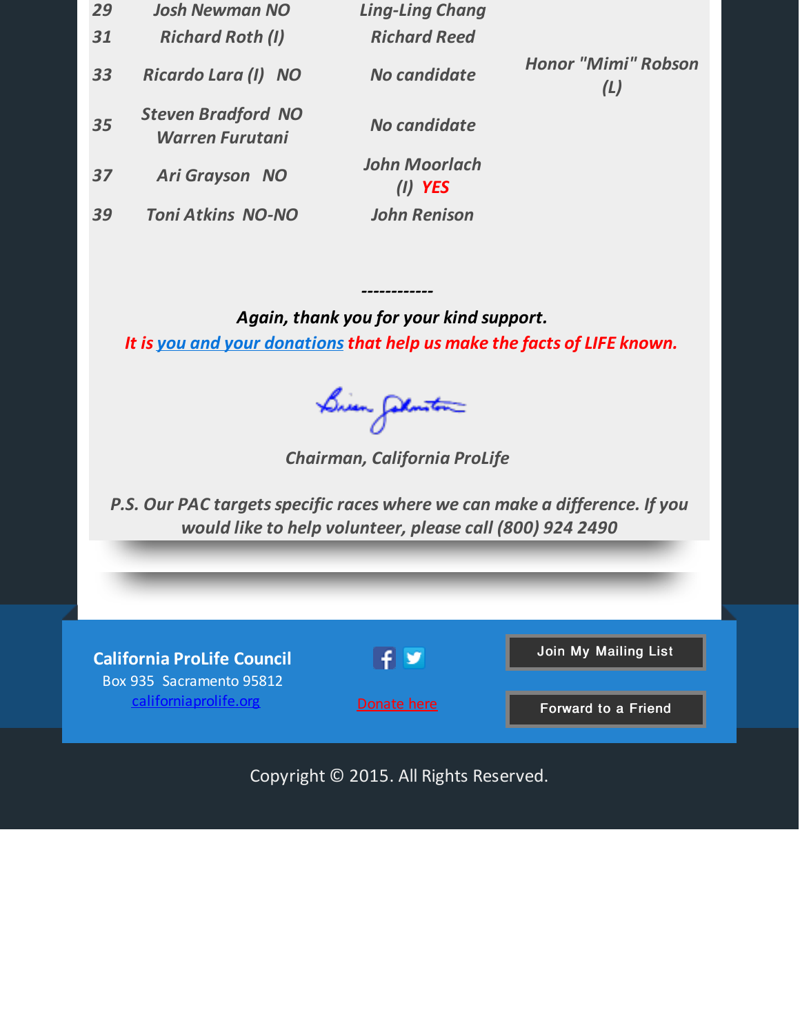| | | | |
|---|---|---|---|
| 29 | Josh Newman NO | Ling-Ling Chang | |
| 31 | Richard Roth (I) | Richard Reed | |
| 33 | Ricardo Lara (I) NO | No candidate | Honor "Mimi" Robson (L) |
| 35 | Steven Bradford NO Warren Furutani | No candidate | |
| 37 | Ari Grayson NO | John Moorlach (I) YES | |
| 39 | Toni Atkins NO-NO | John Renison | |

------------

***Again, thank you for your kind support.***

***It is you and your donations that help us make the facts of LIFE known.***

*Chairman, California ProLife*

*P.S. Our PAC targets specific races where we can make a difference. If you would like to help volunteer, please call (800) 924 2490*

**California ProLife Council**
Box 935 Sacramento 95812
californiaprolife.org

Donate here

Join My Mailing List

Forward to a Friend

Copyright © 2015. All Rights Reserved.